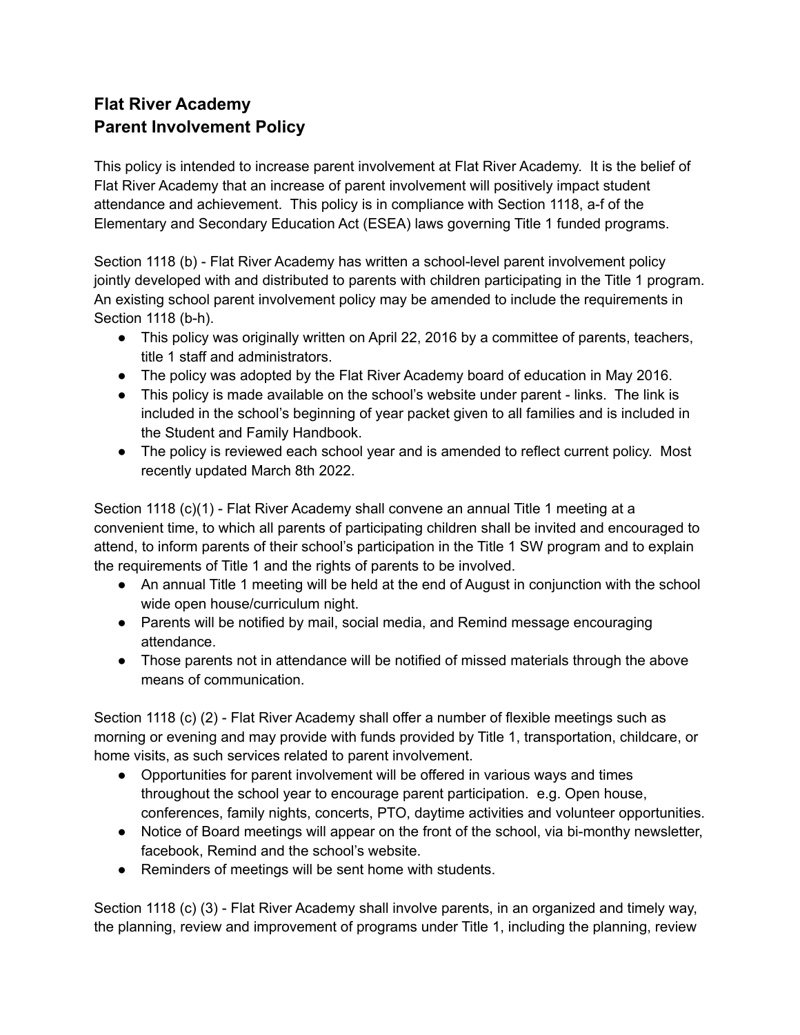## Flat River Academy
## Parent Involvement Policy

This policy is intended to increase parent involvement at Flat River Academy. It is the belief of Flat River Academy that an increase of parent involvement will positively impact student attendance and achievement. This policy is in compliance with Section 1118, a-f of the Elementary and Secondary Education Act (ESEA) laws governing Title 1 funded programs.

Section 1118 (b) - Flat River Academy has written a school-level parent involvement policy jointly developed with and distributed to parents with children participating in the Title 1 program. An existing school parent involvement policy may be amended to include the requirements in Section 1118 (b-h).

- This policy was originally written on April 22, 2016 by a committee of parents, teachers, title 1 staff and administrators.
- The policy was adopted by the Flat River Academy board of education in May 2016.
- This policy is made available on the school's website under parent - links. The link is included in the school's beginning of year packet given to all families and is included in the Student and Family Handbook.
- The policy is reviewed each school year and is amended to reflect current policy. Most recently updated March 8th 2022.

Section 1118 (c)(1) - Flat River Academy shall convene an annual Title 1 meeting at a convenient time, to which all parents of participating children shall be invited and encouraged to attend, to inform parents of their school's participation in the Title 1 SW program and to explain the requirements of Title 1 and the rights of parents to be involved.

- An annual Title 1 meeting will be held at the end of August in conjunction with the school wide open house/curriculum night.
- Parents will be notified by mail, social media, and Remind message encouraging attendance.
- Those parents not in attendance will be notified of missed materials through the above means of communication.

Section 1118 (c) (2) - Flat River Academy shall offer a number of flexible meetings such as morning or evening and may provide with funds provided by Title 1, transportation, childcare, or home visits, as such services related to parent involvement.

- Opportunities for parent involvement will be offered in various ways and times throughout the school year to encourage parent participation. e.g. Open house, conferences, family nights, concerts, PTO, daytime activities and volunteer opportunities.
- Notice of Board meetings will appear on the front of the school, via bi-monthy newsletter, facebook, Remind and the school's website.
- Reminders of meetings will be sent home with students.

Section 1118 (c) (3) - Flat River Academy shall involve parents, in an organized and timely way, the planning, review and improvement of programs under Title 1, including the planning, review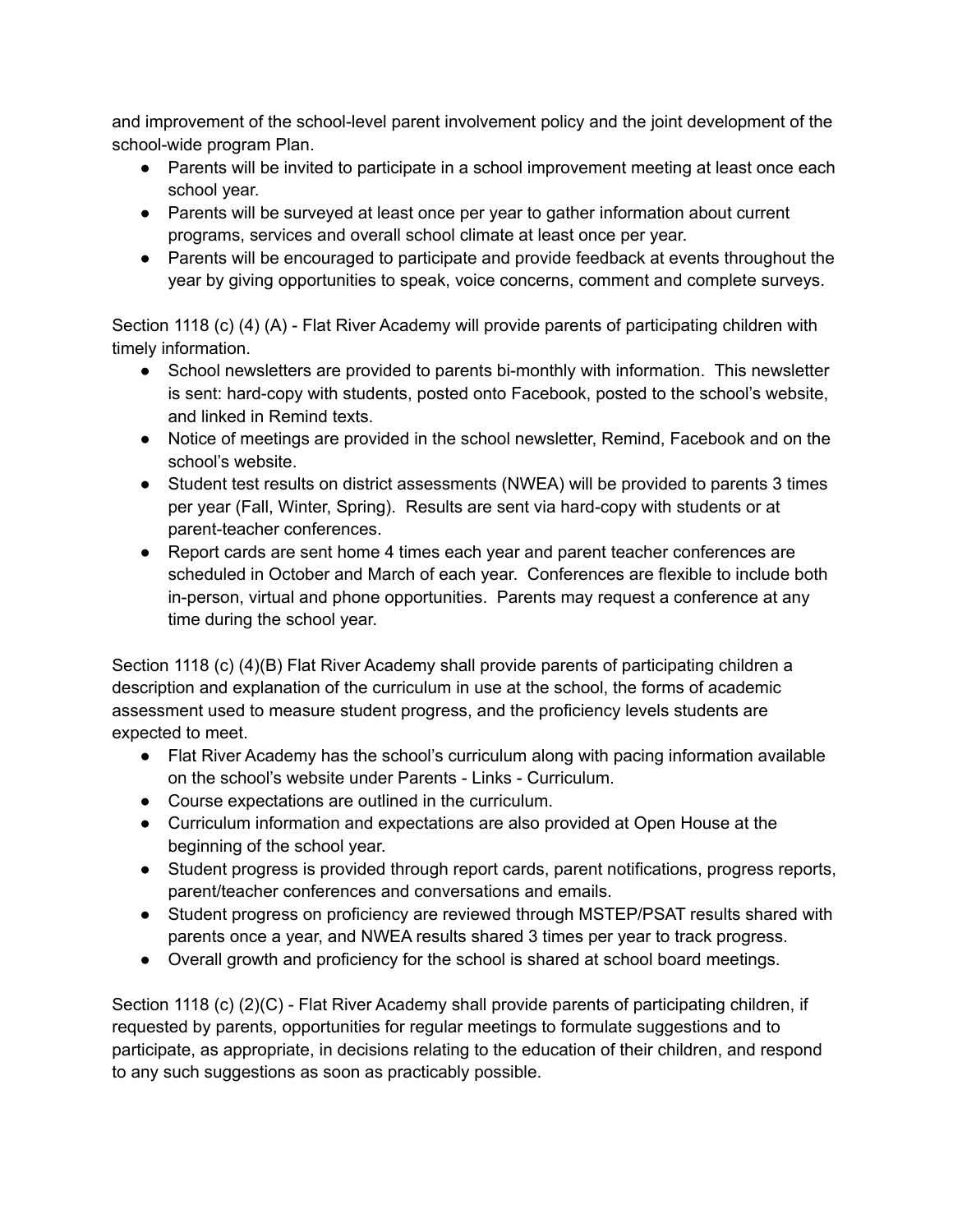and improvement of the school-level parent involvement policy and the joint development of the school-wide program Plan.

- Parents will be invited to participate in a school improvement meeting at least once each school year.
- Parents will be surveyed at least once per year to gather information about current programs, services and overall school climate at least once per year.
- Parents will be encouraged to participate and provide feedback at events throughout the year by giving opportunities to speak, voice concerns, comment and complete surveys.

Section 1118 (c) (4) (A) - Flat River Academy will provide parents of participating children with timely information.

- School newsletters are provided to parents bi-monthly with information. This newsletter is sent: hard-copy with students, posted onto Facebook, posted to the school's website, and linked in Remind texts.
- Notice of meetings are provided in the school newsletter, Remind, Facebook and on the school's website.
- Student test results on district assessments (NWEA) will be provided to parents 3 times per year (Fall, Winter, Spring). Results are sent via hard-copy with students or at parent-teacher conferences.
- Report cards are sent home 4 times each year and parent teacher conferences are scheduled in October and March of each year. Conferences are flexible to include both in-person, virtual and phone opportunities. Parents may request a conference at any time during the school year.

Section 1118 (c) (4)(B) Flat River Academy shall provide parents of participating children a description and explanation of the curriculum in use at the school, the forms of academic assessment used to measure student progress, and the proficiency levels students are expected to meet.

- Flat River Academy has the school's curriculum along with pacing information available on the school's website under Parents - Links - Curriculum.
- Course expectations are outlined in the curriculum.
- Curriculum information and expectations are also provided at Open House at the beginning of the school year.
- Student progress is provided through report cards, parent notifications, progress reports, parent/teacher conferences and conversations and emails.
- Student progress on proficiency are reviewed through MSTEP/PSAT results shared with parents once a year, and NWEA results shared 3 times per year to track progress.
- Overall growth and proficiency for the school is shared at school board meetings.

Section 1118 (c) (2)(C) - Flat River Academy shall provide parents of participating children, if requested by parents, opportunities for regular meetings to formulate suggestions and to participate, as appropriate, in decisions relating to the education of their children, and respond to any such suggestions as soon as practicably possible.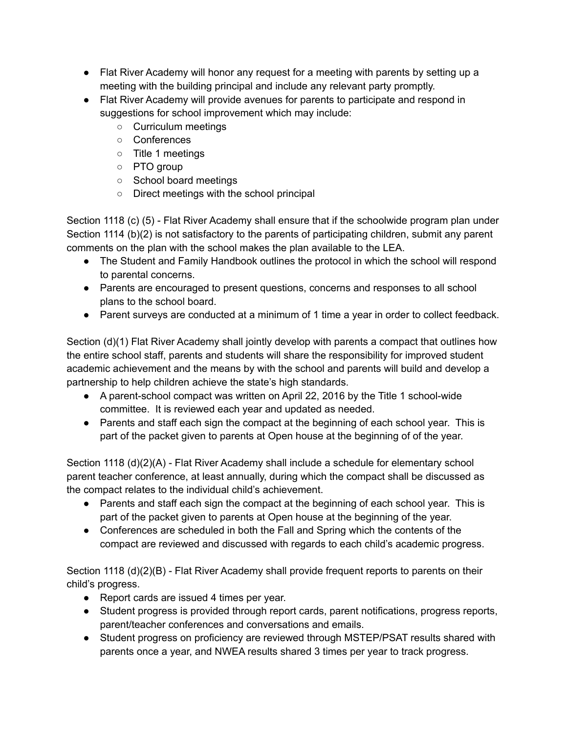- Flat River Academy will honor any request for a meeting with parents by setting up a meeting with the building principal and include any relevant party promptly.
- Flat River Academy will provide avenues for parents to participate and respond in suggestions for school improvement which may include:
  - Curriculum meetings
  - Conferences
  - Title 1 meetings
  - PTO group
  - School board meetings
  - Direct meetings with the school principal

Section 1118 (c) (5) - Flat River Academy shall ensure that if the schoolwide program plan under Section 1114 (b)(2) is not satisfactory to the parents of participating children, submit any parent comments on the plan with the school makes the plan available to the LEA.

- The Student and Family Handbook outlines the protocol in which the school will respond to parental concerns.
- Parents are encouraged to present questions, concerns and responses to all school plans to the school board.
- Parent surveys are conducted at a minimum of 1 time a year in order to collect feedback.

Section (d)(1) Flat River Academy shall jointly develop with parents a compact that outlines how the entire school staff, parents and students will share the responsibility for improved student academic achievement and the means by with the school and parents will build and develop a partnership to help children achieve the state's high standards.

- A parent-school compact was written on April 22, 2016 by the Title 1 school-wide committee. It is reviewed each year and updated as needed.
- Parents and staff each sign the compact at the beginning of each school year. This is part of the packet given to parents at Open house at the beginning of of the year.

Section 1118 (d)(2)(A) - Flat River Academy shall include a schedule for elementary school parent teacher conference, at least annually, during which the compact shall be discussed as the compact relates to the individual child's achievement.

- Parents and staff each sign the compact at the beginning of each school year. This is part of the packet given to parents at Open house at the beginning of the year.
- Conferences are scheduled in both the Fall and Spring which the contents of the compact are reviewed and discussed with regards to each child's academic progress.

Section 1118 (d)(2)(B) - Flat River Academy shall provide frequent reports to parents on their child's progress.

- Report cards are issued 4 times per year.
- Student progress is provided through report cards, parent notifications, progress reports, parent/teacher conferences and conversations and emails.
- Student progress on proficiency are reviewed through MSTEP/PSAT results shared with parents once a year, and NWEA results shared 3 times per year to track progress.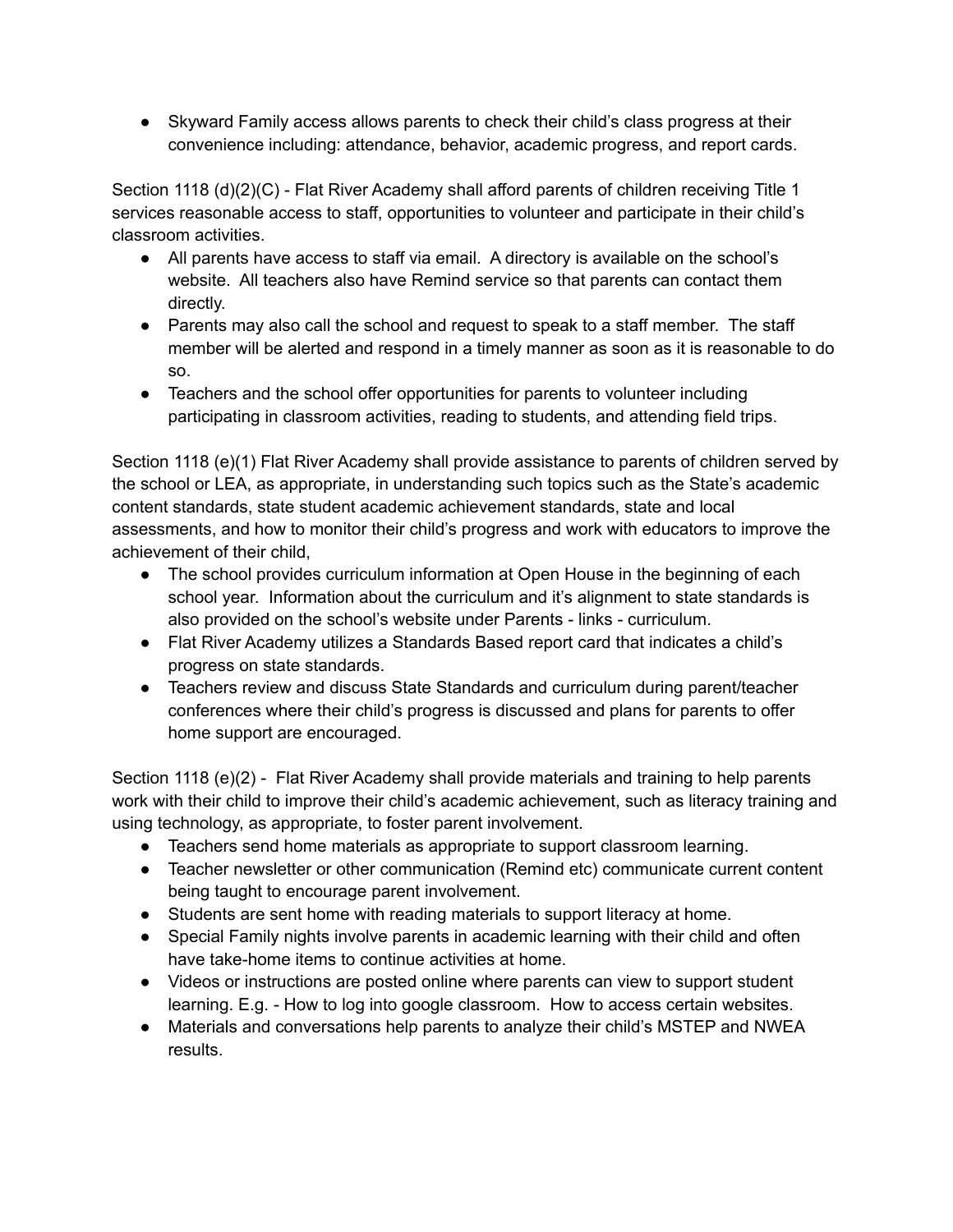- Skyward Family access allows parents to check their child's class progress at their convenience including: attendance, behavior, academic progress, and report cards.

Section 1118 (d)(2)(C) - Flat River Academy shall afford parents of children receiving Title 1 services reasonable access to staff, opportunities to volunteer and participate in their child's classroom activities.

- All parents have access to staff via email. A directory is available on the school's website. All teachers also have Remind service so that parents can contact them directly.
- Parents may also call the school and request to speak to a staff member. The staff member will be alerted and respond in a timely manner as soon as it is reasonable to do so.
- Teachers and the school offer opportunities for parents to volunteer including participating in classroom activities, reading to students, and attending field trips.

Section 1118 (e)(1) Flat River Academy shall provide assistance to parents of children served by the school or LEA, as appropriate, in understanding such topics such as the State's academic content standards, state student academic achievement standards, state and local assessments, and how to monitor their child's progress and work with educators to improve the achievement of their child,

- The school provides curriculum information at Open House in the beginning of each school year. Information about the curriculum and it's alignment to state standards is also provided on the school's website under Parents - links - curriculum.
- Flat River Academy utilizes a Standards Based report card that indicates a child's progress on state standards.
- Teachers review and discuss State Standards and curriculum during parent/teacher conferences where their child's progress is discussed and plans for parents to offer home support are encouraged.

Section 1118 (e)(2) - Flat River Academy shall provide materials and training to help parents work with their child to improve their child's academic achievement, such as literacy training and using technology, as appropriate, to foster parent involvement.

- Teachers send home materials as appropriate to support classroom learning.
- Teacher newsletter or other communication (Remind etc) communicate current content being taught to encourage parent involvement.
- Students are sent home with reading materials to support literacy at home.
- Special Family nights involve parents in academic learning with their child and often have take-home items to continue activities at home.
- Videos or instructions are posted online where parents can view to support student learning. E.g. - How to log into google classroom. How to access certain websites.
- Materials and conversations help parents to analyze their child's MSTEP and NWEA results.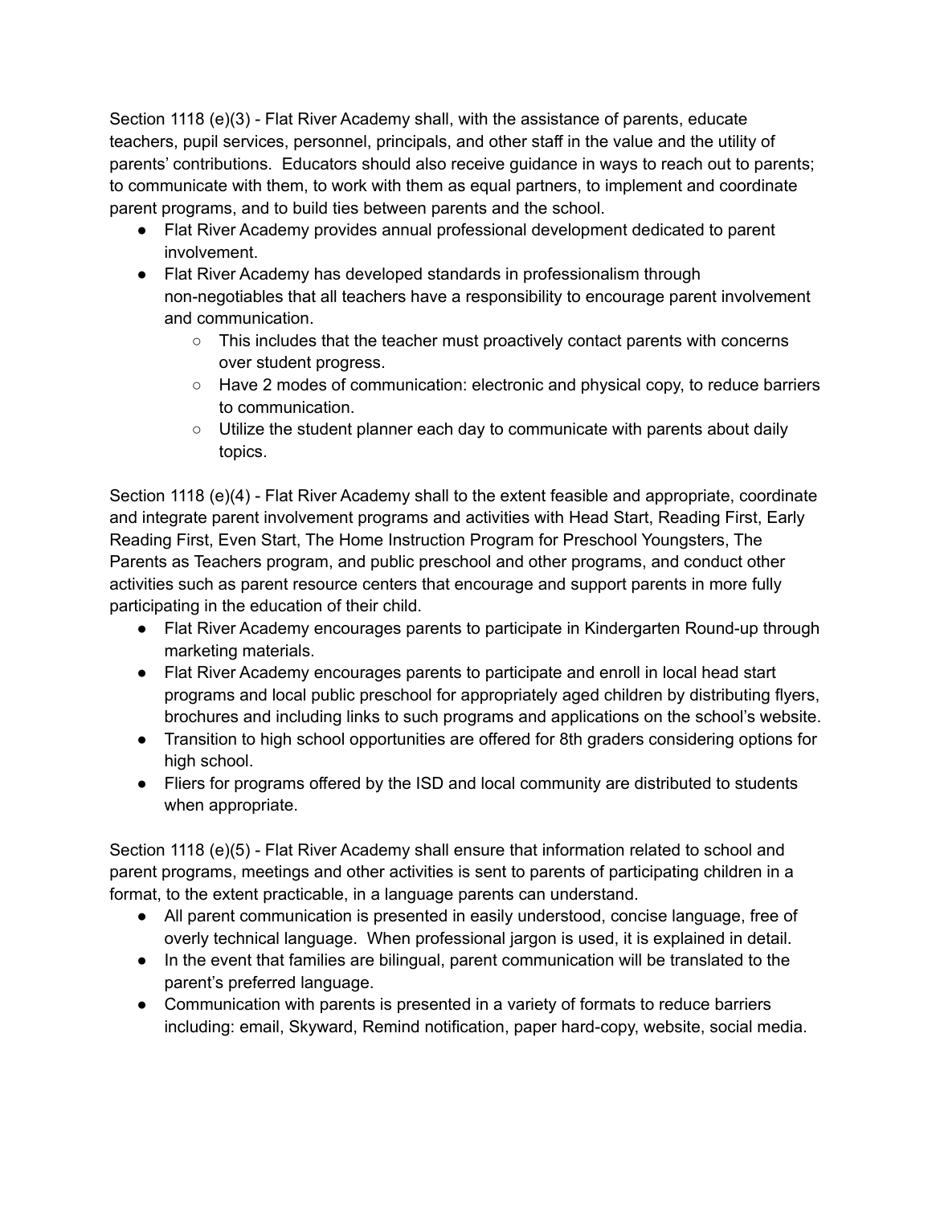Section 1118 (e)(3) - Flat River Academy shall, with the assistance of parents, educate teachers, pupil services, personnel, principals, and other staff in the value and the utility of parents' contributions. Educators should also receive guidance in ways to reach out to parents; to communicate with them, to work with them as equal partners, to implement and coordinate parent programs, and to build ties between parents and the school.

- Flat River Academy provides annual professional development dedicated to parent involvement.
- Flat River Academy has developed standards in professionalism through non-negotiables that all teachers have a responsibility to encourage parent involvement and communication.
  - This includes that the teacher must proactively contact parents with concerns over student progress.
  - Have 2 modes of communication: electronic and physical copy, to reduce barriers to communication.
  - Utilize the student planner each day to communicate with parents about daily topics.

Section 1118 (e)(4) - Flat River Academy shall to the extent feasible and appropriate, coordinate and integrate parent involvement programs and activities with Head Start, Reading First, Early Reading First, Even Start, The Home Instruction Program for Preschool Youngsters, The Parents as Teachers program, and public preschool and other programs, and conduct other activities such as parent resource centers that encourage and support parents in more fully participating in the education of their child.

- Flat River Academy encourages parents to participate in Kindergarten Round-up through marketing materials.
- Flat River Academy encourages parents to participate and enroll in local head start programs and local public preschool for appropriately aged children by distributing flyers, brochures and including links to such programs and applications on the school's website.
- Transition to high school opportunities are offered for 8th graders considering options for high school.
- Fliers for programs offered by the ISD and local community are distributed to students when appropriate.

Section 1118 (e)(5) - Flat River Academy shall ensure that information related to school and parent programs, meetings and other activities is sent to parents of participating children in a format, to the extent practicable, in a language parents can understand.

- All parent communication is presented in easily understood, concise language, free of overly technical language. When professional jargon is used, it is explained in detail.
- In the event that families are bilingual, parent communication will be translated to the parent's preferred language.
- Communication with parents is presented in a variety of formats to reduce barriers including: email, Skyward, Remind notification, paper hard-copy, website, social media.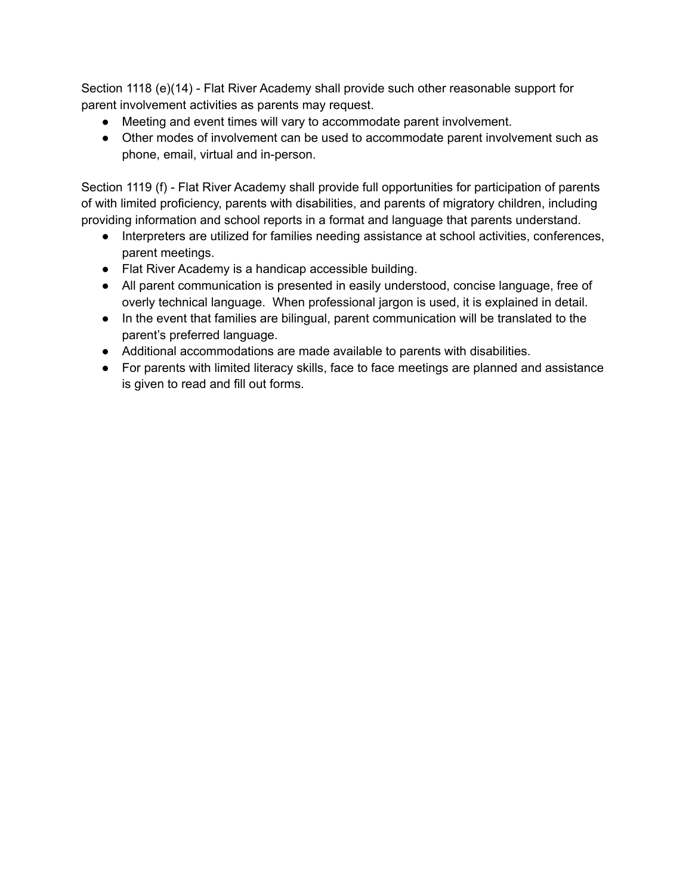Section 1118 (e)(14) - Flat River Academy shall provide such other reasonable support for parent involvement activities as parents may request.

- Meeting and event times will vary to accommodate parent involvement.
- Other modes of involvement can be used to accommodate parent involvement such as phone, email, virtual and in-person.

Section 1119 (f) - Flat River Academy shall provide full opportunities for participation of parents of with limited proficiency, parents with disabilities, and parents of migratory children, including providing information and school reports in a format and language that parents understand.

- Interpreters are utilized for families needing assistance at school activities, conferences, parent meetings.
- Flat River Academy is a handicap accessible building.
- All parent communication is presented in easily understood, concise language, free of overly technical language. When professional jargon is used, it is explained in detail.
- In the event that families are bilingual, parent communication will be translated to the parent's preferred language.
- Additional accommodations are made available to parents with disabilities.
- For parents with limited literacy skills, face to face meetings are planned and assistance is given to read and fill out forms.